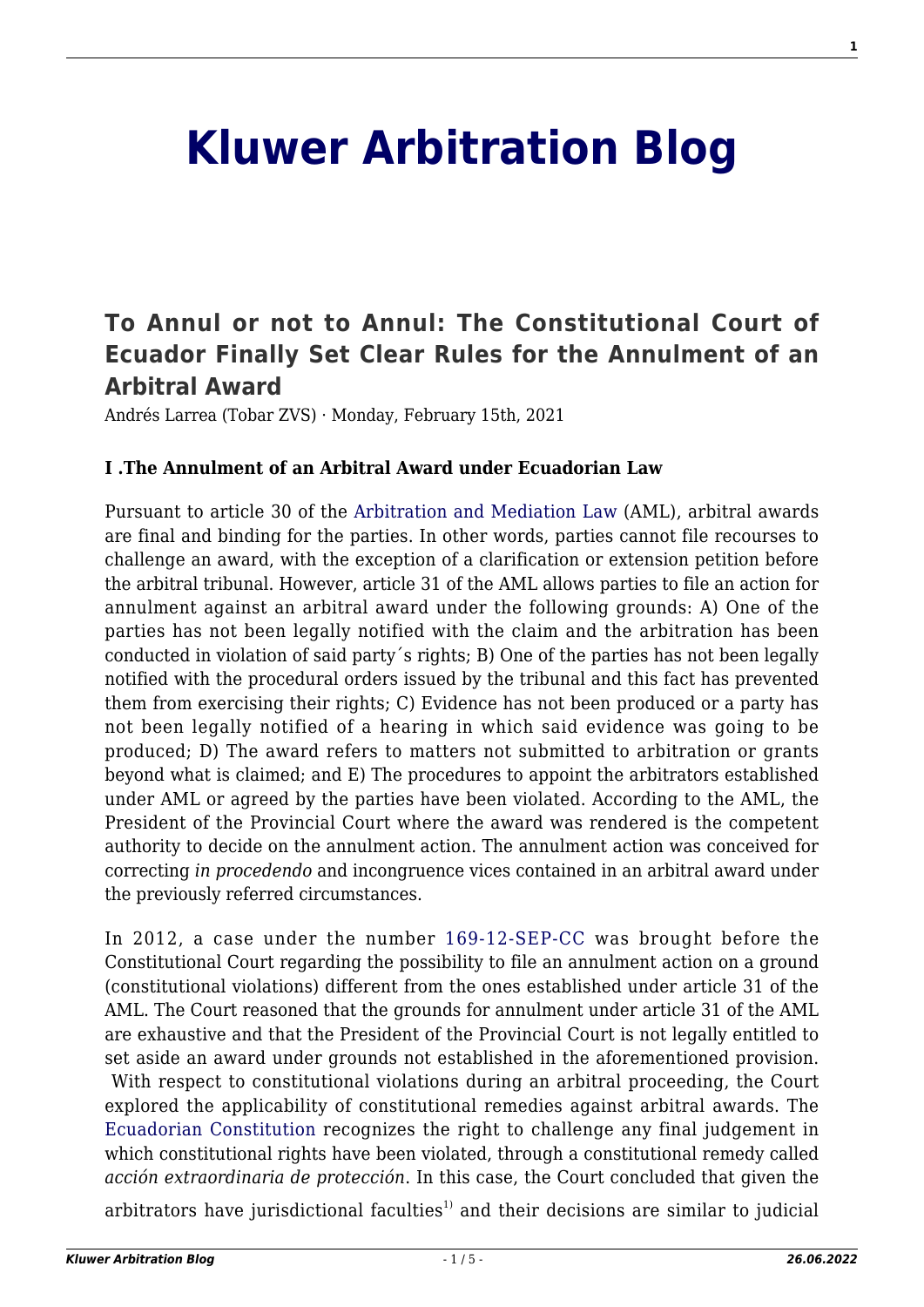# Kluwer Arbitration Blog

## To Annul or not to Annul: The Constitutional Court of Ecuador Finally Set Clear Rules for the Annulment of an Arbitral Award

Andrés Larrea (Tobar ZVS) · Monday, February 15th, 2021

### I .The Annulment of an Arbitral Award under Ecuadorian Law

Pursuant to article 30 of the Arbitration and Mediation Law (AML), arbitral awards are final and binding for the parties. In other words, parties cannot file recourses to challenge an award, with the exception of a clarification or extension petition before the arbitral tribunal. However, article 31 of the AML allows parties to file an action for annulment against an arbitral award under the following grounds: A) One of the parties has not been legally notified with the claim and the arbitration has been conducted in violation of said party´s rights; B) One of the parties has not been legally notified with the procedural orders issued by the tribunal and this fact has prevented them from exercising their rights; C) Evidence has not been produced or a party has not been legally notified of a hearing in which said evidence was going to be produced; D) The award refers to matters not submitted to arbitration or grants beyond what is claimed; and E) The procedures to appoint the arbitrators established under AML or agreed by the parties have been violated. According to the AML, the President of the Provincial Court where the award was rendered is the competent authority to decide on the annulment action. The annulment action was conceived for correcting *in procedendo* and incongruence vices contained in an arbitral award under the previously referred circumstances.

In 2012, a case under the number 169-12-SEP-CC was brought before the Constitutional Court regarding the possibility to file an annulment action on a ground (constitutional violations) different from the ones established under article 31 of the AML. The Court reasoned that the grounds for annulment under article 31 of the AML are exhaustive and that the President of the Provincial Court is not legally entitled to set aside an award under grounds not established in the aforementioned provision. With respect to constitutional violations during an arbitral proceeding, the Court explored the applicability of constitutional remedies against arbitral awards. The Ecuadorian Constitution recognizes the right to challenge any final judgement in which constitutional rights have been violated, through a constitutional remedy called *acción extraordinaria de protección*. In this case, the Court concluded that given the arbitrators have jurisdictional faculties[1] and their decisions are similar to judicial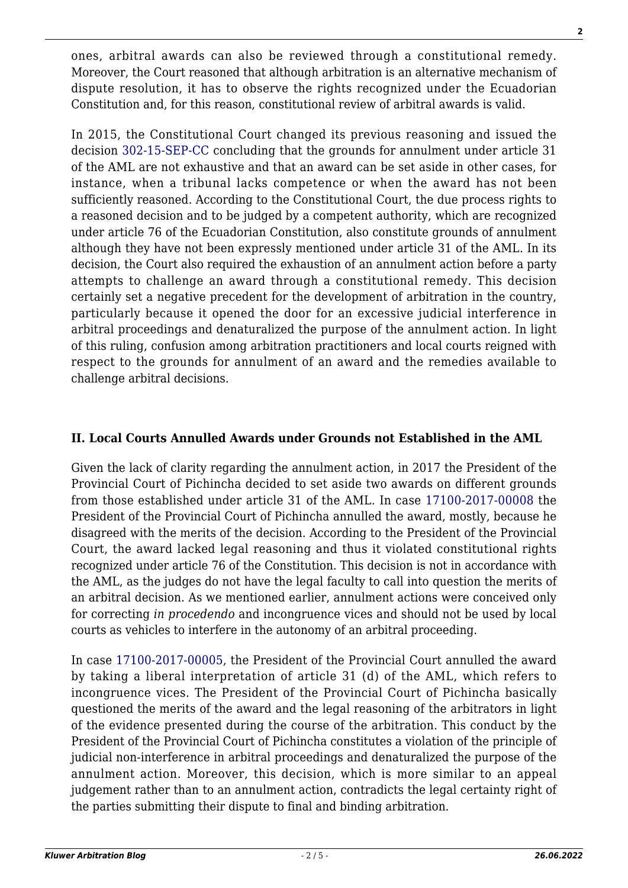ones, arbitral awards can also be reviewed through a constitutional remedy. Moreover, the Court reasoned that although arbitration is an alternative mechanism of dispute resolution, it has to observe the rights recognized under the Ecuadorian Constitution and, for this reason, constitutional review of arbitral awards is valid.

In 2015, the Constitutional Court changed its previous reasoning and issued the decision 302-15-SEP-CC concluding that the grounds for annulment under article 31 of the AML are not exhaustive and that an award can be set aside in other cases, for instance, when a tribunal lacks competence or when the award has not been sufficiently reasoned. According to the Constitutional Court, the due process rights to a reasoned decision and to be judged by a competent authority, which are recognized under article 76 of the Ecuadorian Constitution, also constitute grounds of annulment although they have not been expressly mentioned under article 31 of the AML. In its decision, the Court also required the exhaustion of an annulment action before a party attempts to challenge an award through a constitutional remedy. This decision certainly set a negative precedent for the development of arbitration in the country, particularly because it opened the door for an excessive judicial interference in arbitral proceedings and denaturalized the purpose of the annulment action. In light of this ruling, confusion among arbitration practitioners and local courts reigned with respect to the grounds for annulment of an award and the remedies available to challenge arbitral decisions.

## II. Local Courts Annulled Awards under Grounds not Established in the AML

Given the lack of clarity regarding the annulment action, in 2017 the President of the Provincial Court of Pichincha decided to set aside two awards on different grounds from those established under article 31 of the AML. In case 17100-2017-00008 the President of the Provincial Court of Pichincha annulled the award, mostly, because he disagreed with the merits of the decision. According to the President of the Provincial Court, the award lacked legal reasoning and thus it violated constitutional rights recognized under article 76 of the Constitution. This decision is not in accordance with the AML, as the judges do not have the legal faculty to call into question the merits of an arbitral decision. As we mentioned earlier, annulment actions were conceived only for correcting *in procedendo* and incongruence vices and should not be used by local courts as vehicles to interfere in the autonomy of an arbitral proceeding.

In case 17100-2017-00005, the President of the Provincial Court annulled the award by taking a liberal interpretation of article 31 (d) of the AML, which refers to incongruence vices. The President of the Provincial Court of Pichincha basically questioned the merits of the award and the legal reasoning of the arbitrators in light of the evidence presented during the course of the arbitration. This conduct by the President of the Provincial Court of Pichincha constitutes a violation of the principle of judicial non-interference in arbitral proceedings and denaturalized the purpose of the annulment action. Moreover, this decision, which is more similar to an appeal judgement rather than to an annulment action, contradicts the legal certainty right of the parties submitting their dispute to final and binding arbitration.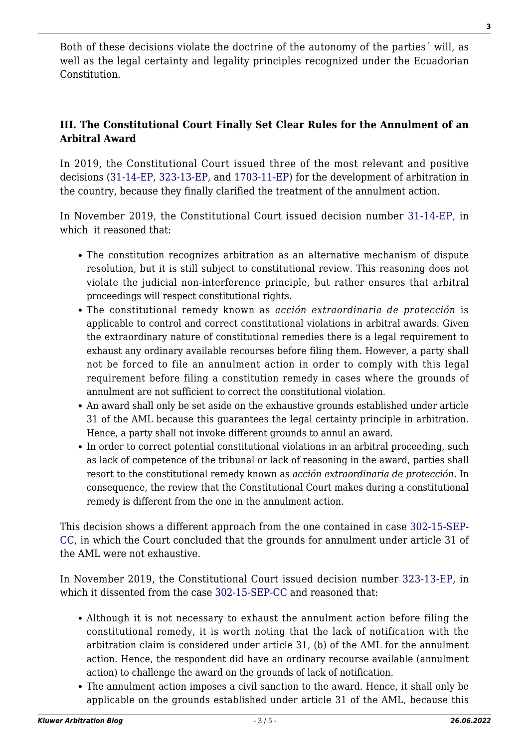Both of these decisions violate the doctrine of the autonomy of the parties´ will, as well as the legal certainty and legality principles recognized under the Ecuadorian Constitution.

### III. The Constitutional Court Finally Set Clear Rules for the Annulment of an Arbitral Award

In 2019, the Constitutional Court issued three of the most relevant and positive decisions (31-14-EP, 323-13-EP, and 1703-11-EP) for the development of arbitration in the country, because they finally clarified the treatment of the annulment action.

In November 2019, the Constitutional Court issued decision number 31-14-EP, in which it reasoned that:

- The constitution recognizes arbitration as an alternative mechanism of dispute resolution, but it is still subject to constitutional review. This reasoning does not violate the judicial non-interference principle, but rather ensures that arbitral proceedings will respect constitutional rights.
- The constitutional remedy known as *acción extraordinaria de protección* is applicable to control and correct constitutional violations in arbitral awards. Given the extraordinary nature of constitutional remedies there is a legal requirement to exhaust any ordinary available recourses before filing them. However, a party shall not be forced to file an annulment action in order to comply with this legal requirement before filing a constitution remedy in cases where the grounds of annulment are not sufficient to correct the constitutional violation.
- An award shall only be set aside on the exhaustive grounds established under article 31 of the AML because this guarantees the legal certainty principle in arbitration. Hence, a party shall not invoke different grounds to annul an award.
- In order to correct potential constitutional violations in an arbitral proceeding, such as lack of competence of the tribunal or lack of reasoning in the award, parties shall resort to the constitutional remedy known as *acción extraordinaria de protección.* In consequence, the review that the Constitutional Court makes during a constitutional remedy is different from the one in the annulment action.

This decision shows a different approach from the one contained in case 302-15-SEP-CC, in which the Court concluded that the grounds for annulment under article 31 of the AML were not exhaustive.

In November 2019, the Constitutional Court issued decision number 323-13-EP, in which it dissented from the case 302-15-SEP-CC and reasoned that:

- Although it is not necessary to exhaust the annulment action before filing the constitutional remedy, it is worth noting that the lack of notification with the arbitration claim is considered under article 31, (b) of the AML for the annulment action. Hence, the respondent did have an ordinary recourse available (annulment action) to challenge the award on the grounds of lack of notification.
- The annulment action imposes a civil sanction to the award. Hence, it shall only be applicable on the grounds established under article 31 of the AML, because this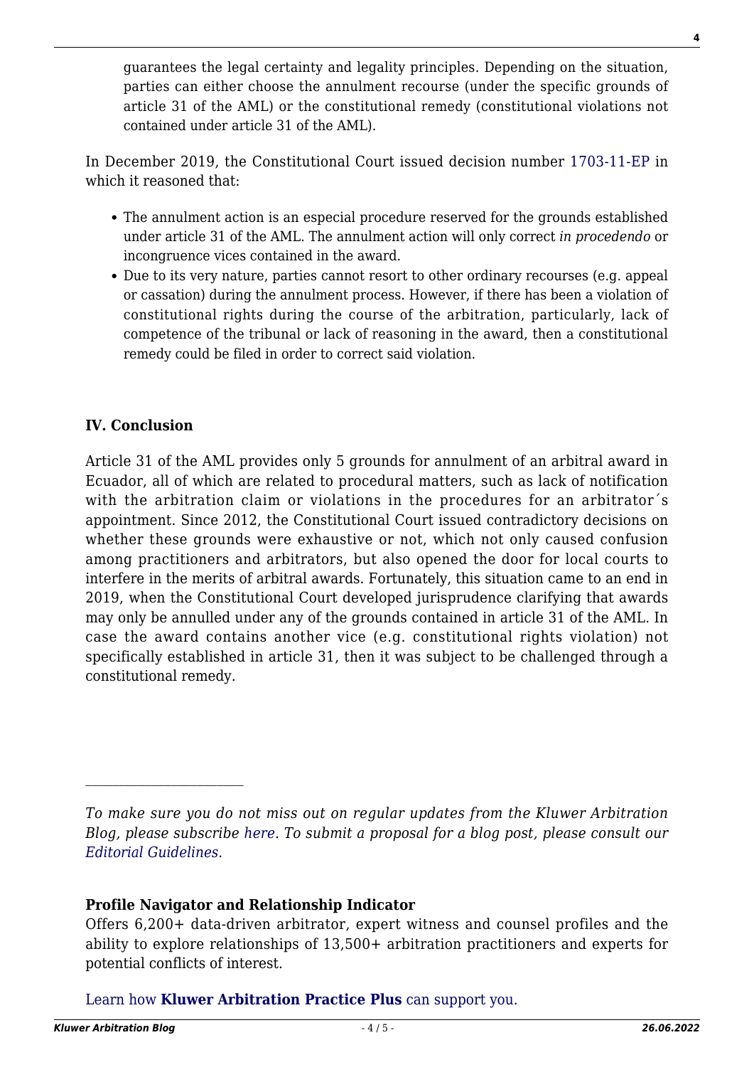guarantees the legal certainty and legality principles. Depending on the situation, parties can either choose the annulment recourse (under the specific grounds of article 31 of the AML) or the constitutional remedy (constitutional violations not contained under article 31 of the AML).

In December 2019, the Constitutional Court issued decision number 1703-11-EP in which it reasoned that:

- The annulment action is an especial procedure reserved for the grounds established under article 31 of the AML. The annulment action will only correct *in procedendo* or incongruence vices contained in the award.
- Due to its very nature, parties cannot resort to other ordinary recourses (e.g. appeal or cassation) during the annulment process. However, if there has been a violation of constitutional rights during the course of the arbitration, particularly, lack of competence of the tribunal or lack of reasoning in the award, then a constitutional remedy could be filed in order to correct said violation.

**IV. Conclusion**

Article 31 of the AML provides only 5 grounds for annulment of an arbitral award in Ecuador, all of which are related to procedural matters, such as lack of notification with the arbitration claim or violations in the procedures for an arbitrator´s appointment. Since 2012, the Constitutional Court issued contradictory decisions on whether these grounds were exhaustive or not, which not only caused confusion among practitioners and arbitrators, but also opened the door for local courts to interfere in the merits of arbitral awards. Fortunately, this situation came to an end in 2019, when the Constitutional Court developed jurisprudence clarifying that awards may only be annulled under any of the grounds contained in article 31 of the AML. In case the award contains another vice (e.g. constitutional rights violation) not specifically established in article 31, then it was subject to be challenged through a constitutional remedy.

---

*To make sure you do not miss out on regular updates from the Kluwer Arbitration Blog, please subscribe here. To submit a proposal for a blog post, please consult our Editorial Guidelines.*

**Profile Navigator and Relationship Indicator**

Offers 6,200+ data-driven arbitrator, expert witness and counsel profiles and the ability to explore relationships of 13,500+ arbitration practitioners and experts for potential conflicts of interest.

Learn how **Kluwer Arbitration Practice Plus** can support you.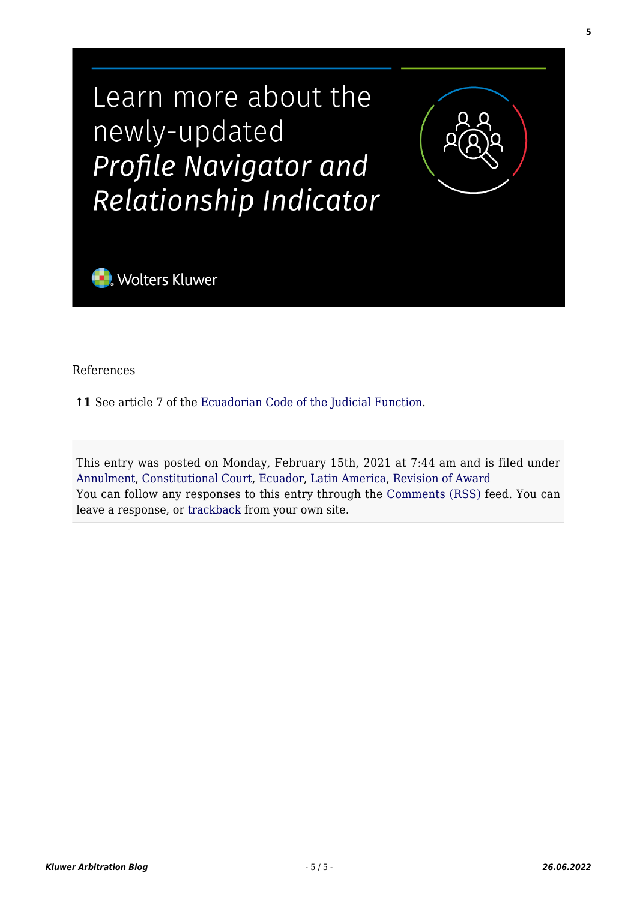Learn more about the newly-updated *Profile Navigator and Relationship Indicator*

Wolters Kluwer

References

↑**1** See article 7 of the Ecuadorian Code of the Judicial Function.

This entry was posted on Monday, February 15th, 2021 at 7:44 am and is filed under Annulment, Constitutional Court, Ecuador, Latin America, Revision of Award
You can follow any responses to this entry through the Comments (RSS) feed. You can leave a response, or trackback from your own site.